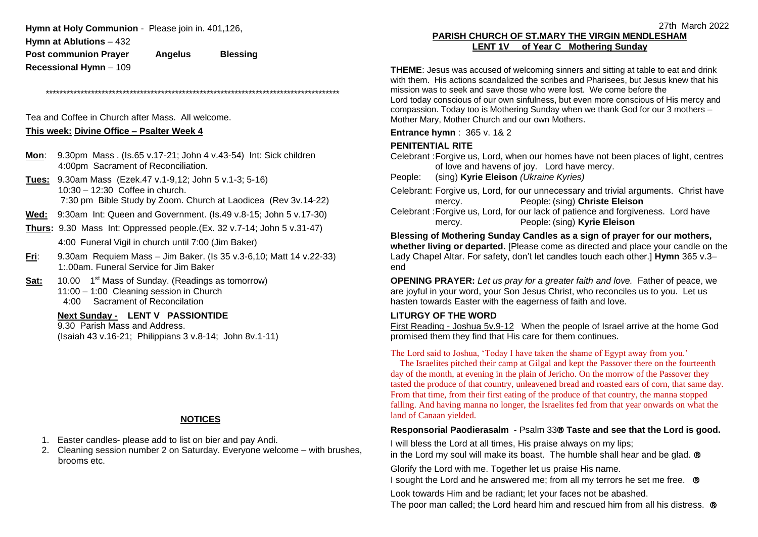**Hymn at Holy Communion** - Please join in. 401,126,

**Hymn at Ablutions** – 432

**Post communion Prayer** **Angelus** **Blessing**

**Recessional Hymn** – 109

\*\*\*\*\*\*\*\*\*\*\*\*\*\*\*\*\*\*\*\*\*\*\*\*\*\*\*\*\*\*\*\*\*\*\*\*\*\*\*\*\*\*\*\*\*\*\*\*\*\*\*\*\*\*\*\*\*\*\*\*\*\*\*\*\*\*\*\*\*\*\*\*\*\*\*\*\*\*\*\*\*\*\*\*\*

Tea and Coffee in Church after Mass. All welcome.

**This week: Divine Office – Psalter Week 4**

- **Mon**: 9.30pm Mass . (Is.65 v.17-21; John 4 v.43-54) Int: Sick children
  4:00pm Sacrament of Reconciliation.
- **Tues:** 9.30am Mass (Ezek.47 v.1-9,12; John 5 v.1-3; 5-16)
  10:30 – 12:30 Coffee in church.
  7:30 pm Bible Study by Zoom. Church at Laodicea (Rev 3v.14-22)
- **Wed:** 9:30am Int: Queen and Government. (Is.49 v.8-15; John 5 v.17-30)
- **Thurs:** 9.30 Mass Int: Oppressed people.(Ex. 32 v.7-14; John 5 v.31-47)
  4:00 Funeral Vigil in church until 7:00 (Jim Baker)
- **Fri**: 9.30am Requiem Mass – Jim Baker. (Is 35 v.3-6,10; Matt 14 v.22-33)
  1:.00am. Funeral Service for Jim Baker
- **Sat:** 10.00 1st Mass of Sunday. (Readings as tomorrow)
  11:00 – 1:00 Cleaning session in Church
  4:00 Sacrament of Reconcilation

**Next Sunday - LENT V PASSIONTIDE**
9.30 Parish Mass and Address.
(Isaiah 43 v.16-21; Philippians 3 v.8-14; John 8v.1-11)

**NOTICES**

1. Easter candles- please add to list on bier and pay Andi.
2. Cleaning session number 2 on Saturday. Everyone welcome – with brushes, brooms etc.

27th March 2022

**PARISH CHURCH OF ST.MARY THE VIRGIN MENDLESHAM**
**LENT 1V of Year C Mothering Sunday**

**THEME**: Jesus was accused of welcoming sinners and sitting at table to eat and drink with them. His actions scandalized the scribes and Pharisees, but Jesus knew that his mission was to seek and save those who were lost. We come before the Lord today conscious of our own sinfulness, but even more conscious of His mercy and compassion. Today too is Mothering Sunday when we thank God for our 3 mothers – Mother Mary, Mother Church and our own Mothers.

**Entrance hymn** : 365 v. 1& 2

**PENITENTIAL RITE**

Celebrant :Forgive us, Lord, when our homes have not been places of light, centres of love and havens of joy. Lord have mercy.
People: (sing) **Kyrie Eleison** *(Ukraine Kyries)*

Celebrant: Forgive us, Lord, for our unnecessary and trivial arguments. Christ have mercy. People: (sing) **Christe Eleison**

Celebrant :Forgive us, Lord, for our lack of patience and forgiveness. Lord have mercy. People: (sing) **Kyrie Eleison**

**Blessing of Mothering Sunday Candles as a sign of prayer for our mothers, whether living or departed.** [Please come as directed and place your candle on the Lady Chapel Altar. For safety, don't let candles touch each other.] **Hymn** 365 v.3–end

**OPENING PRAYER:** *Let us pray for a greater faith and love.* Father of peace, we are joyful in your word, your Son Jesus Christ, who reconciles us to you. Let us hasten towards Easter with the eagerness of faith and love.

**LITURGY OF THE WORD**

First Reading - Joshua 5v.9-12 When the people of Israel arrive at the home God promised them they find that His care for them continues.

The Lord said to Joshua, 'Today I have taken the shame of Egypt away from you.'
The Israelites pitched their camp at Gilgal and kept the Passover there on the fourteenth day of the month, at evening in the plain of Jericho. On the morrow of the Passover they tasted the produce of that country, unleavened bread and roasted ears of corn, that same day. From that time, from their first eating of the produce of that country, the manna stopped falling. And having manna no longer, the Israelites fed from that year onwards on what the land of Canaan yielded.

**Responsorial Paodierasalm** - Psalm 33® **Taste and see that the Lord is good.**

I will bless the Lord at all times, His praise always on my lips;
in the Lord my soul will make its boast. The humble shall hear and be glad. ®

Glorify the Lord with me. Together let us praise His name.
I sought the Lord and he answered me; from all my terrors he set me free. ®

Look towards Him and be radiant; let your faces not be abashed.
The poor man called; the Lord heard him and rescued him from all his distress. ®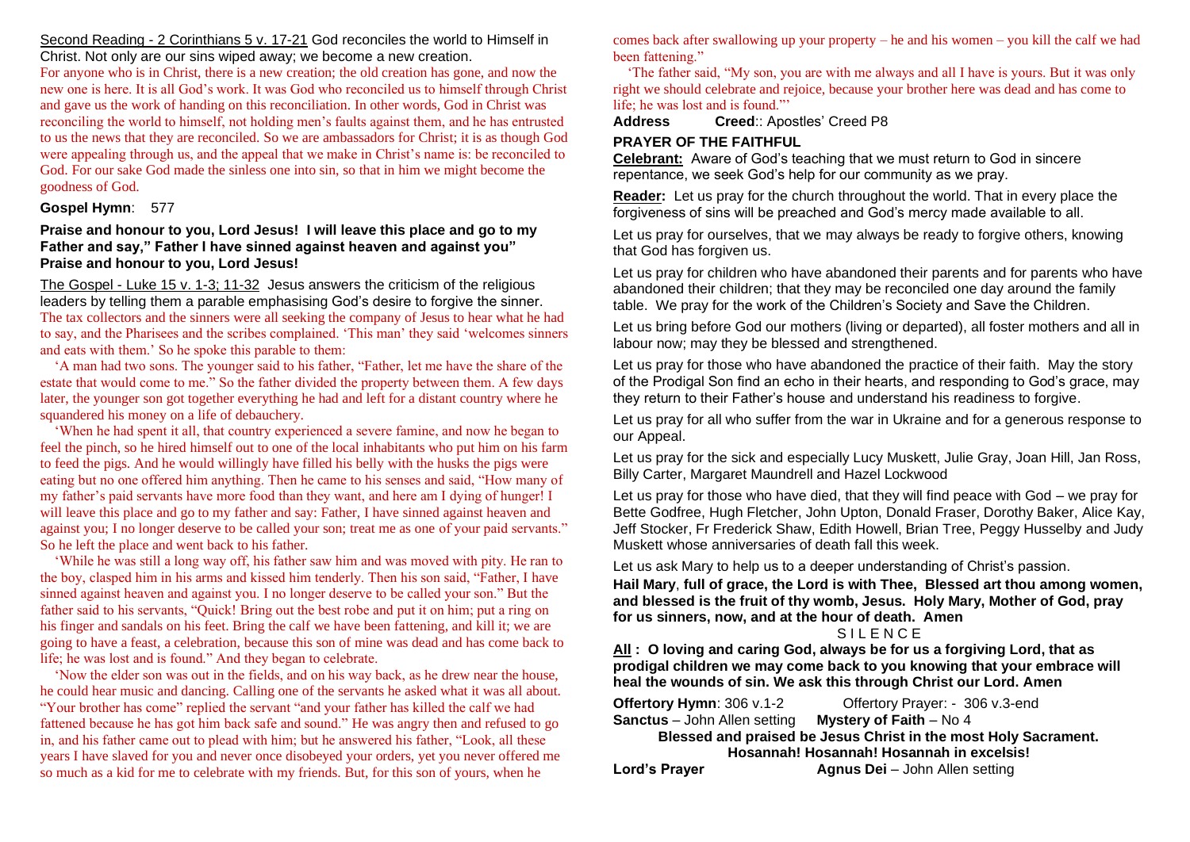Second Reading - 2 Corinthians 5 v. 17-21 God reconciles the world to Himself in Christ. Not only are our sins wiped away; we become a new creation.

For anyone who is in Christ, there is a new creation; the old creation has gone, and now the new one is here. It is all God's work. It was God who reconciled us to himself through Christ and gave us the work of handing on this reconciliation. In other words, God in Christ was reconciling the world to himself, not holding men's faults against them, and he has entrusted to us the news that they are reconciled. So we are ambassadors for Christ; it is as though God were appealing through us, and the appeal that we make in Christ's name is: be reconciled to God. For our sake God made the sinless one into sin, so that in him we might become the goodness of God.

**Gospel Hymn**: 577

**Praise and honour to you, Lord Jesus! I will leave this place and go to my Father and say," Father I have sinned against heaven and against you" Praise and honour to you, Lord Jesus!**

The Gospel - Luke 15 v. 1-3; 11-32 Jesus answers the criticism of the religious leaders by telling them a parable emphasising God's desire to forgive the sinner.

The tax collectors and the sinners were all seeking the company of Jesus to hear what he had to say, and the Pharisees and the scribes complained. 'This man' they said 'welcomes sinners and eats with them.' So he spoke this parable to them:

'A man had two sons. The younger said to his father, "Father, let me have the share of the estate that would come to me." So the father divided the property between them. A few days later, the younger son got together everything he had and left for a distant country where he squandered his money on a life of debauchery.

'When he had spent it all, that country experienced a severe famine, and now he began to feel the pinch, so he hired himself out to one of the local inhabitants who put him on his farm to feed the pigs. And he would willingly have filled his belly with the husks the pigs were eating but no one offered him anything. Then he came to his senses and said, "How many of my father's paid servants have more food than they want, and here am I dying of hunger! I will leave this place and go to my father and say: Father, I have sinned against heaven and against you; I no longer deserve to be called your son; treat me as one of your paid servants." So he left the place and went back to his father.

'While he was still a long way off, his father saw him and was moved with pity. He ran to the boy, clasped him in his arms and kissed him tenderly. Then his son said, "Father, I have sinned against heaven and against you. I no longer deserve to be called your son." But the father said to his servants, "Quick! Bring out the best robe and put it on him; put a ring on his finger and sandals on his feet. Bring the calf we have been fattening, and kill it; we are going to have a feast, a celebration, because this son of mine was dead and has come back to life; he was lost and is found." And they began to celebrate.

'Now the elder son was out in the fields, and on his way back, as he drew near the house, he could hear music and dancing. Calling one of the servants he asked what it was all about. "Your brother has come" replied the servant "and your father has killed the calf we had fattened because he has got him back safe and sound." He was angry then and refused to go in, and his father came out to plead with him; but he answered his father, "Look, all these years I have slaved for you and never once disobeyed your orders, yet you never offered me so much as a kid for me to celebrate with my friends. But, for this son of yours, when he comes back after swallowing up your property – he and his women – you kill the calf we had been fattening."

'The father said, "My son, you are with me always and all I have is yours. But it was only right we should celebrate and rejoice, because your brother here was dead and has come to life; he was lost and is found."'

**Address** **Creed**:: Apostles' Creed P8

## PRAYER OF THE FAITHFUL

**Celebrant:** Aware of God's teaching that we must return to God in sincere repentance, we seek God's help for our community as we pray.

**Reader:** Let us pray for the church throughout the world. That in every place the forgiveness of sins will be preached and God's mercy made available to all.

Let us pray for ourselves, that we may always be ready to forgive others, knowing that God has forgiven us.

Let us pray for children who have abandoned their parents and for parents who have abandoned their children; that they may be reconciled one day around the family table. We pray for the work of the Children's Society and Save the Children.

Let us bring before God our mothers (living or departed), all foster mothers and all in labour now; may they be blessed and strengthened.

Let us pray for those who have abandoned the practice of their faith. May the story of the Prodigal Son find an echo in their hearts, and responding to God's grace, may they return to their Father's house and understand his readiness to forgive.

Let us pray for all who suffer from the war in Ukraine and for a generous response to our Appeal.

Let us pray for the sick and especially Lucy Muskett, Julie Gray, Joan Hill, Jan Ross, Billy Carter, Margaret Maundrell and Hazel Lockwood

Let us pray for those who have died, that they will find peace with God – we pray for Bette Godfree, Hugh Fletcher, John Upton, Donald Fraser, Dorothy Baker, Alice Kay, Jeff Stocker, Fr Frederick Shaw, Edith Howell, Brian Tree, Peggy Husselby and Judy Muskett whose anniversaries of death fall this week.

Let us ask Mary to help us to a deeper understanding of Christ's passion.

**Hail Mary, full of grace, the Lord is with Thee, Blessed art thou among women, and blessed is the fruit of thy womb, Jesus. Holy Mary, Mother of God, pray for us sinners, now, and at the hour of death. Amen**

S I L E N C E

**All : O loving and caring God, always be for us a forgiving Lord, that as prodigal children we may come back to you knowing that your embrace will heal the wounds of sin. We ask this through Christ our Lord. Amen**

**Offertory Hymn**: 306 v.1-2 Offertory Prayer: - 306 v.3-end

**Sanctus** – John Allen setting **Mystery of Faith** – No 4

**Blessed and praised be Jesus Christ in the most Holy Sacrament.**
**Hosannah! Hosannah! Hosannah in excelsis!**

**Lord's Prayer** **Agnus Dei** – John Allen setting